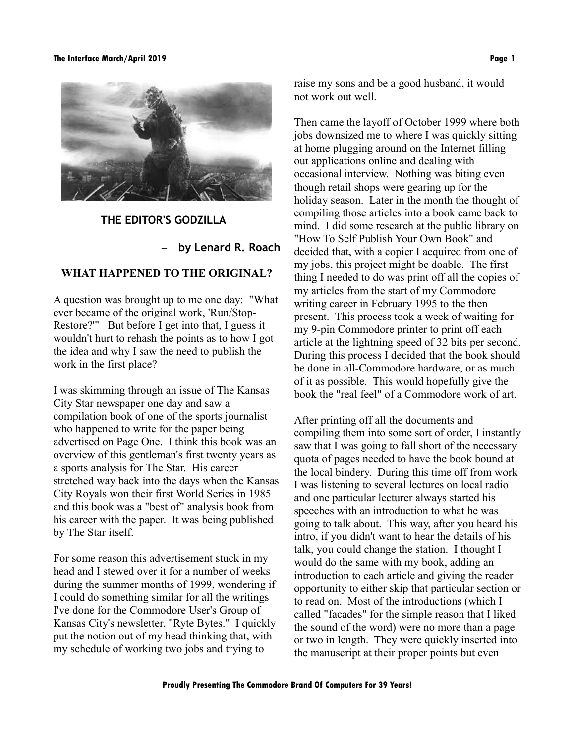# THE EDITOR'S GODZILLA

– **by Lenard R. Roach**

## WHAT HAPPENED TO THE ORIGINAL?

A question was brought up to me one day: "What ever became of the original work, 'Run/Stop-Restore?'" But before I get into that, I guess it wouldn't hurt to rehash the points as to how I got the idea and why I saw the need to publish the work in the first place?

I was skimming through an issue of The Kansas City Star newspaper one day and saw a compilation book of one of the sports journalist who happened to write for the paper being advertised on Page One. I think this book was an overview of this gentleman's first twenty years as a sports analysis for The Star. His career stretched way back into the days when the Kansas City Royals won their first World Series in 1985 and this book was a "best of" analysis book from his career with the paper. It was being published by The Star itself.

For some reason this advertisement stuck in my head and I stewed over it for a number of weeks during the summer months of 1999, wondering if I could do something similar for all the writings I've done for the Commodore User's Group of Kansas City's newsletter, "Ryte Bytes." I quickly put the notion out of my head thinking that, with my schedule of working two jobs and trying to raise my sons and be a good husband, it would not work out well.

Then came the layoff of October 1999 where both jobs downsized me to where I was quickly sitting at home plugging around on the Internet filling out applications online and dealing with occasional interview. Nothing was biting even though retail shops were gearing up for the holiday season. Later in the month the thought of compiling those articles into a book came back to mind. I did some research at the public library on "How To Self Publish Your Own Book" and decided that, with a copier I acquired from one of my jobs, this project might be doable. The first thing I needed to do was print off all the copies of my articles from the start of my Commodore writing career in February 1995 to the then present. This process took a week of waiting for my 9-pin Commodore printer to print off each article at the lightning speed of 32 bits per second. During this process I decided that the book should be done in all-Commodore hardware, or as much of it as possible. This would hopefully give the book the "real feel" of a Commodore work of art.

After printing off all the documents and compiling them into some sort of order, I instantly saw that I was going to fall short of the necessary quota of pages needed to have the book bound at the local bindery. During this time off from work I was listening to several lectures on local radio and one particular lecturer always started his speeches with an introduction to what he was going to talk about. This way, after you heard his intro, if you didn't want to hear the details of his talk, you could change the station. I thought I would do the same with my book, adding an introduction to each article and giving the reader opportunity to either skip that particular section or to read on. Most of the introductions (which I called "facades" for the simple reason that I liked the sound of the word) were no more than a page or two in length. They were quickly inserted into the manuscript at their proper points but even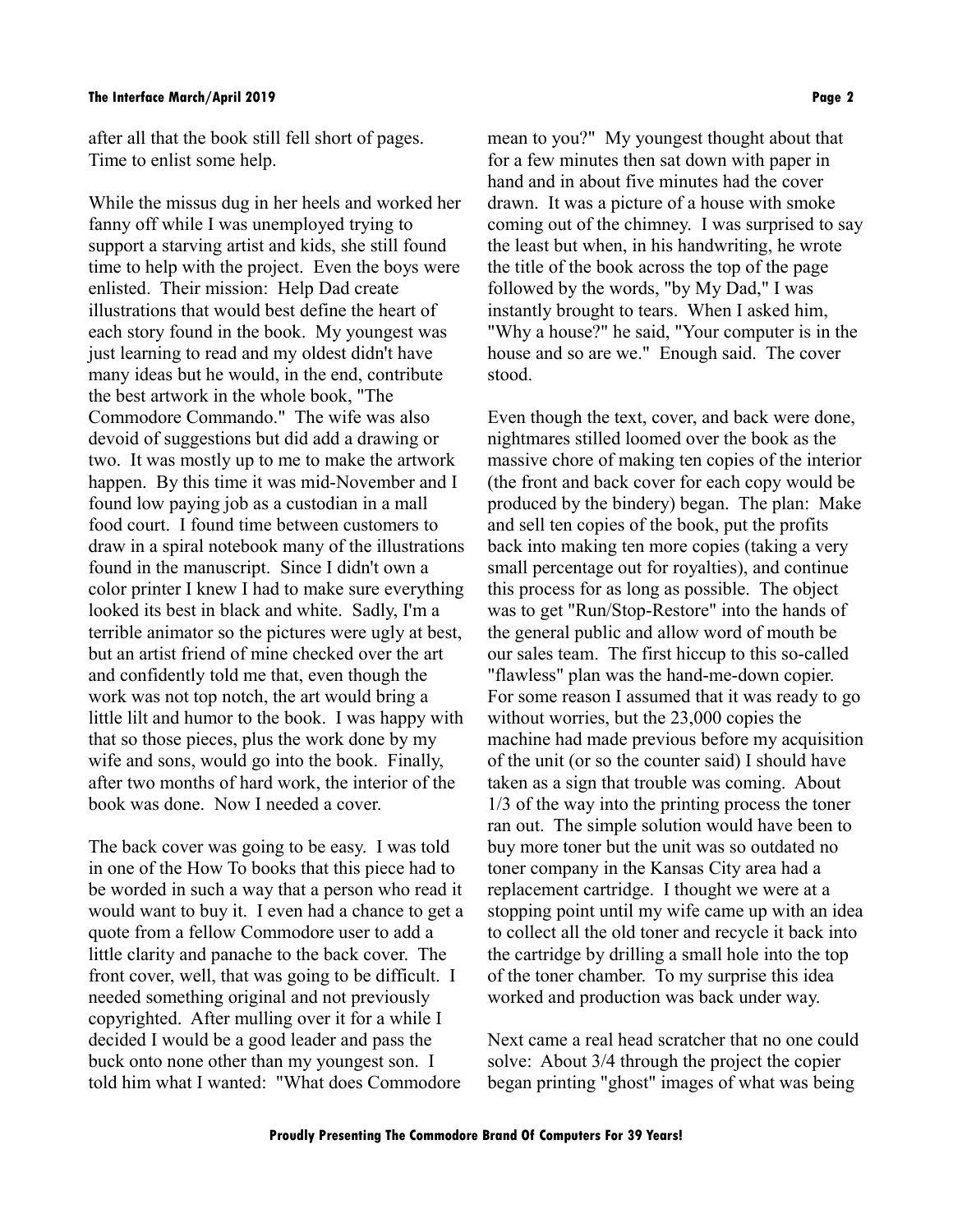after all that the book still fell short of pages. Time to enlist some help.

While the missus dug in her heels and worked her fanny off while I was unemployed trying to support a starving artist and kids, she still found time to help with the project. Even the boys were enlisted. Their mission: Help Dad create illustrations that would best define the heart of each story found in the book. My youngest was just learning to read and my oldest didn't have many ideas but he would, in the end, contribute the best artwork in the whole book, "The Commodore Commando." The wife was also devoid of suggestions but did add a drawing or two. It was mostly up to me to make the artwork happen. By this time it was mid-November and I found low paying job as a custodian in a mall food court. I found time between customers to draw in a spiral notebook many of the illustrations found in the manuscript. Since I didn't own a color printer I knew I had to make sure everything looked its best in black and white. Sadly, I'm a terrible animator so the pictures were ugly at best, but an artist friend of mine checked over the art and confidently told me that, even though the work was not top notch, the art would bring a little lilt and humor to the book. I was happy with that so those pieces, plus the work done by my wife and sons, would go into the book. Finally, after two months of hard work, the interior of the book was done. Now I needed a cover.

The back cover was going to be easy. I was told in one of the How To books that this piece had to be worded in such a way that a person who read it would want to buy it. I even had a chance to get a quote from a fellow Commodore user to add a little clarity and panache to the back cover. The front cover, well, that was going to be difficult. I needed something original and not previously copyrighted. After mulling over it for a while I decided I would be a good leader and pass the buck onto none other than my youngest son. I told him what I wanted: "What does Commodore mean to you?" My youngest thought about that for a few minutes then sat down with paper in hand and in about five minutes had the cover drawn. It was a picture of a house with smoke coming out of the chimney. I was surprised to say the least but when, in his handwriting, he wrote the title of the book across the top of the page followed by the words, "by My Dad," I was instantly brought to tears. When I asked him, "Why a house?" he said, "Your computer is in the house and so are we." Enough said. The cover stood.

Even though the text, cover, and back were done, nightmares stilled loomed over the book as the massive chore of making ten copies of the interior (the front and back cover for each copy would be produced by the bindery) began. The plan: Make and sell ten copies of the book, put the profits back into making ten more copies (taking a very small percentage out for royalties), and continue this process for as long as possible. The object was to get "Run/Stop-Restore" into the hands of the general public and allow word of mouth be our sales team. The first hiccup to this so-called "flawless" plan was the hand-me-down copier. For some reason I assumed that it was ready to go without worries, but the 23,000 copies the machine had made previous before my acquisition of the unit (or so the counter said) I should have taken as a sign that trouble was coming. About 1/3 of the way into the printing process the toner ran out. The simple solution would have been to buy more toner but the unit was so outdated no toner company in the Kansas City area had a replacement cartridge. I thought we were at a stopping point until my wife came up with an idea to collect all the old toner and recycle it back into the cartridge by drilling a small hole into the top of the toner chamber. To my surprise this idea worked and production was back under way.

Next came a real head scratcher that no one could solve: About 3/4 through the project the copier began printing "ghost" images of what was being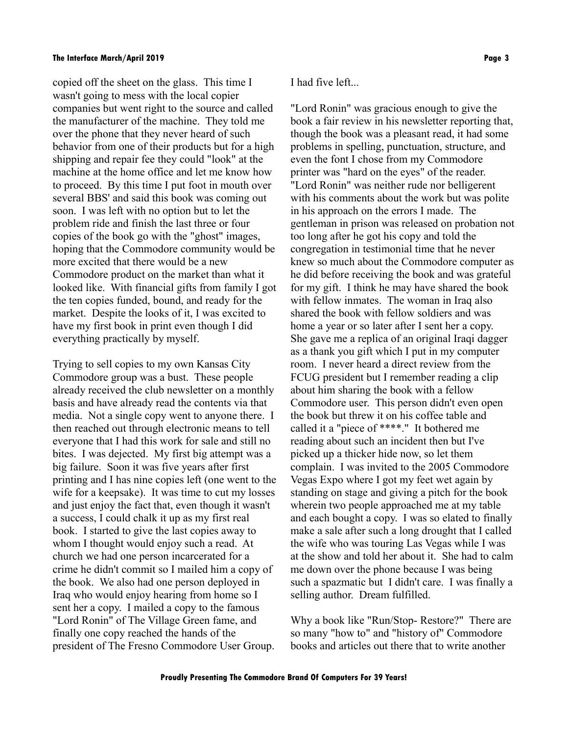copied off the sheet on the glass. This time I wasn't going to mess with the local copier companies but went right to the source and called the manufacturer of the machine. They told me over the phone that they never heard of such behavior from one of their products but for a high shipping and repair fee they could "look" at the machine at the home office and let me know how to proceed. By this time I put foot in mouth over several BBS' and said this book was coming out soon. I was left with no option but to let the problem ride and finish the last three or four copies of the book go with the "ghost" images, hoping that the Commodore community would be more excited that there would be a new Commodore product on the market than what it looked like. With financial gifts from family I got the ten copies funded, bound, and ready for the market. Despite the looks of it, I was excited to have my first book in print even though I did everything practically by myself.

Trying to sell copies to my own Kansas City Commodore group was a bust. These people already received the club newsletter on a monthly basis and have already read the contents via that media. Not a single copy went to anyone there. I then reached out through electronic means to tell everyone that I had this work for sale and still no bites. I was dejected. My first big attempt was a big failure. Soon it was five years after first printing and I has nine copies left (one went to the wife for a keepsake). It was time to cut my losses and just enjoy the fact that, even though it wasn't a success, I could chalk it up as my first real book. I started to give the last copies away to whom I thought would enjoy such a read. At church we had one person incarcerated for a crime he didn't commit so I mailed him a copy of the book. We also had one person deployed in Iraq who would enjoy hearing from home so I sent her a copy. I mailed a copy to the famous "Lord Ronin" of The Village Green fame, and finally one copy reached the hands of the president of The Fresno Commodore User Group. I had five left...

"Lord Ronin" was gracious enough to give the book a fair review in his newsletter reporting that, though the book was a pleasant read, it had some problems in spelling, punctuation, structure, and even the font I chose from my Commodore printer was "hard on the eyes" of the reader. "Lord Ronin" was neither rude nor belligerent with his comments about the work but was polite in his approach on the errors I made. The gentleman in prison was released on probation not too long after he got his copy and told the congregation in testimonial time that he never knew so much about the Commodore computer as he did before receiving the book and was grateful for my gift. I think he may have shared the book with fellow inmates. The woman in Iraq also shared the book with fellow soldiers and was home a year or so later after I sent her a copy. She gave me a replica of an original Iraqi dagger as a thank you gift which I put in my computer room. I never heard a direct review from the FCUG president but I remember reading a clip about him sharing the book with a fellow Commodore user. This person didn't even open the book but threw it on his coffee table and called it a "piece of ****." It bothered me reading about such an incident then but I've picked up a thicker hide now, so let them complain. I was invited to the 2005 Commodore Vegas Expo where I got my feet wet again by standing on stage and giving a pitch for the book wherein two people approached me at my table and each bought a copy. I was so elated to finally make a sale after such a long drought that I called the wife who was touring Las Vegas while I was at the show and told her about it. She had to calm me down over the phone because I was being such a spazmatic but I didn't care. I was finally a selling author. Dream fulfilled.

Why a book like "Run/Stop- Restore?" There are so many "how to" and "history of" Commodore books and articles out there that to write another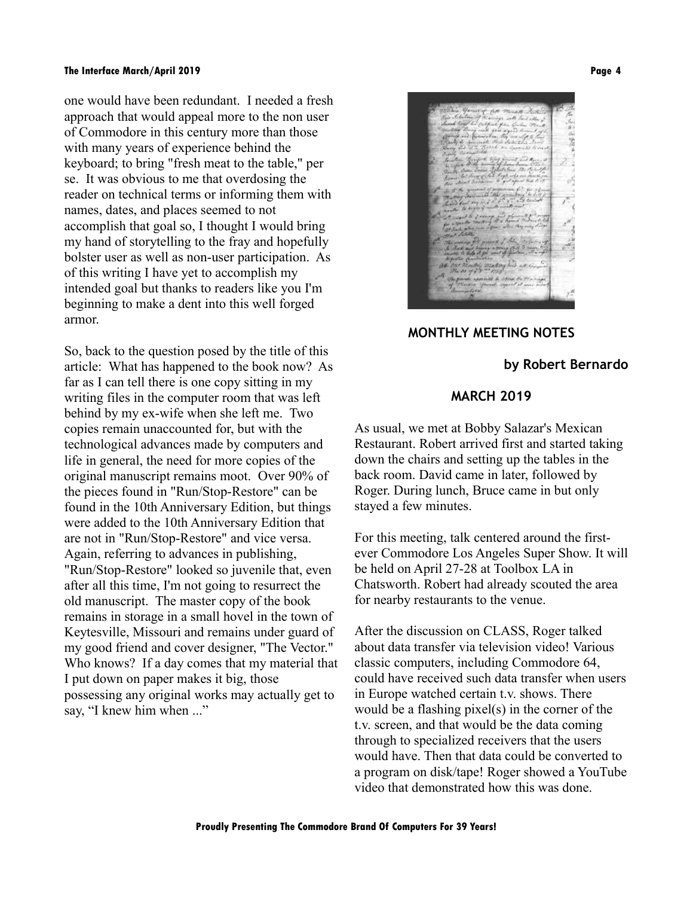one would have been redundant. I needed a fresh approach that would appeal more to the non user of Commodore in this century more than those with many years of experience behind the keyboard; to bring "fresh meat to the table," per se. It was obvious to me that overdosing the reader on technical terms or informing them with names, dates, and places seemed to not accomplish that goal so, I thought I would bring my hand of storytelling to the fray and hopefully bolster user as well as non-user participation. As of this writing I have yet to accomplish my intended goal but thanks to readers like you I'm beginning to make a dent into this well forged armor.

So, back to the question posed by the title of this article: What has happened to the book now? As far as I can tell there is one copy sitting in my writing files in the computer room that was left behind by my ex-wife when she left me. Two copies remain unaccounted for, but with the technological advances made by computers and life in general, the need for more copies of the original manuscript remains moot. Over 90% of the pieces found in "Run/Stop-Restore" can be found in the 10th Anniversary Edition, but things were added to the 10th Anniversary Edition that are not in "Run/Stop-Restore" and vice versa. Again, referring to advances in publishing, "Run/Stop-Restore" looked so juvenile that, even after all this time, I'm not going to resurrect the old manuscript. The master copy of the book remains in storage in a small hovel in the town of Keytesville, Missouri and remains under guard of my good friend and cover designer, "The Vector." Who knows? If a day comes that my material that I put down on paper makes it big, those possessing any original works may actually get to say, "I knew him when ..."

## MONTHLY MEETING NOTES

**by Robert Bernardo**

### MARCH 2019

As usual, we met at Bobby Salazar's Mexican Restaurant. Robert arrived first and started taking down the chairs and setting up the tables in the back room. David came in later, followed by Roger. During lunch, Bruce came in but only stayed a few minutes.

For this meeting, talk centered around the first-ever Commodore Los Angeles Super Show. It will be held on April 27-28 at Toolbox LA in Chatsworth. Robert had already scouted the area for nearby restaurants to the venue.

After the discussion on CLASS, Roger talked about data transfer via television video! Various classic computers, including Commodore 64, could have received such data transfer when users in Europe watched certain t.v. shows. There would be a flashing pixel(s) in the corner of the t.v. screen, and that would be the data coming through to specialized receivers that the users would have. Then that data could be converted to a program on disk/tape! Roger showed a YouTube video that demonstrated how this was done.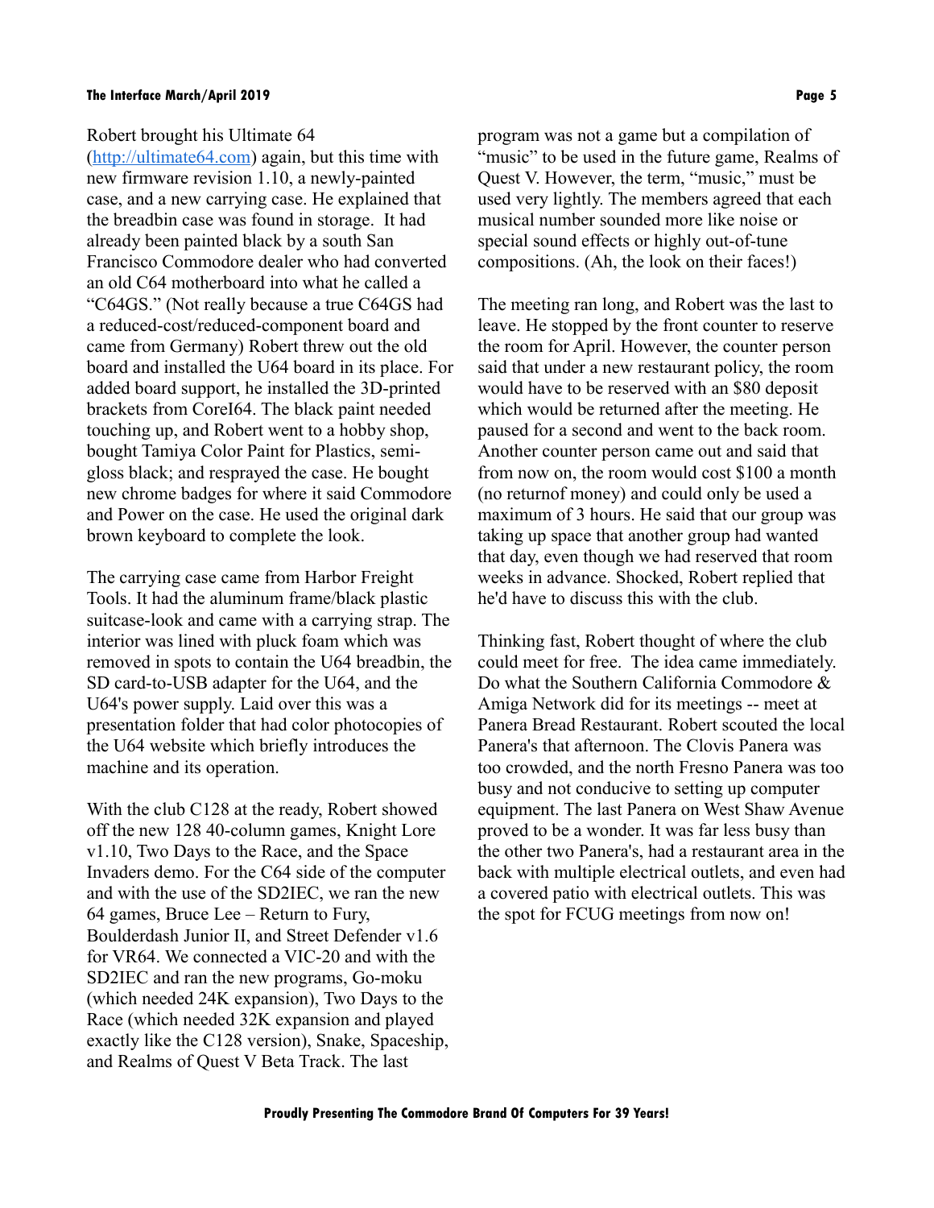Robert brought his Ultimate 64 ([http://ultimate64.com](http://ultimate64.com)) again, but this time with new firmware revision 1.10, a newly-painted case, and a new carrying case. He explained that the breadbin case was found in storage. It had already been painted black by a south San Francisco Commodore dealer who had converted an old C64 motherboard into what he called a "C64GS." (Not really because a true C64GS had a reduced-cost/reduced-component board and came from Germany) Robert threw out the old board and installed the U64 board in its place. For added board support, he installed the 3D-printed brackets from CoreI64. The black paint needed touching up, and Robert went to a hobby shop, bought Tamiya Color Paint for Plastics, semi-gloss black; and resprayed the case. He bought new chrome badges for where it said Commodore and Power on the case. He used the original dark brown keyboard to complete the look.

The carrying case came from Harbor Freight Tools. It had the aluminum frame/black plastic suitcase-look and came with a carrying strap. The interior was lined with pluck foam which was removed in spots to contain the U64 breadbin, the SD card-to-USB adapter for the U64, and the U64's power supply. Laid over this was a presentation folder that had color photocopies of the U64 website which briefly introduces the machine and its operation.

With the club C128 at the ready, Robert showed off the new 128 40-column games, Knight Lore v1.10, Two Days to the Race, and the Space Invaders demo. For the C64 side of the computer and with the use of the SD2IEC, we ran the new 64 games, Bruce Lee – Return to Fury, Boulderdash Junior II, and Street Defender v1.6 for VR64. We connected a VIC-20 and with the SD2IEC and ran the new programs, Go-moku (which needed 24K expansion), Two Days to the Race (which needed 32K expansion and played exactly like the C128 version), Snake, Spaceship, and Realms of Quest V Beta Track. The last program was not a game but a compilation of "music" to be used in the future game, Realms of Quest V. However, the term, "music," must be used very lightly. The members agreed that each musical number sounded more like noise or special sound effects or highly out-of-tune compositions. (Ah, the look on their faces!)

The meeting ran long, and Robert was the last to leave. He stopped by the front counter to reserve the room for April. However, the counter person said that under a new restaurant policy, the room would have to be reserved with an $80 deposit which would be returned after the meeting. He paused for a second and went to the back room. Another counter person came out and said that from now on, the room would cost $100 a month (no returnof money) and could only be used a maximum of 3 hours. He said that our group was taking up space that another group had wanted that day, even though we had reserved that room weeks in advance. Shocked, Robert replied that he'd have to discuss this with the club.

Thinking fast, Robert thought of where the club could meet for free. The idea came immediately. Do what the Southern California Commodore & Amiga Network did for its meetings -- meet at Panera Bread Restaurant. Robert scouted the local Panera's that afternoon. The Clovis Panera was too crowded, and the north Fresno Panera was too busy and not conducive to setting up computer equipment. The last Panera on West Shaw Avenue proved to be a wonder. It was far less busy than the other two Panera's, had a restaurant area in the back with multiple electrical outlets, and even had a covered patio with electrical outlets. This was the spot for FCUG meetings from now on!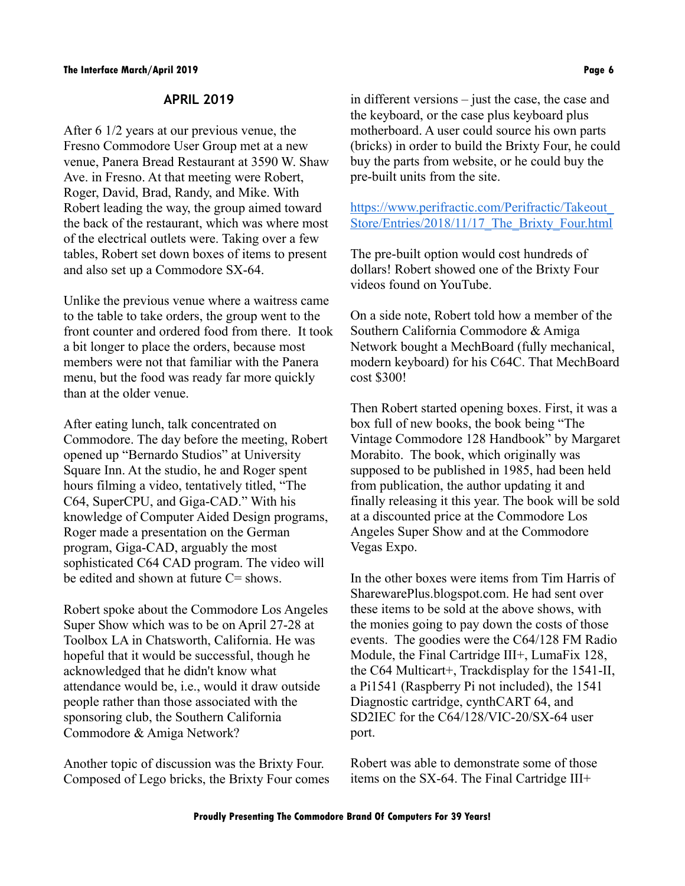## APRIL 2019

After 6 1/2 years at our previous venue, the Fresno Commodore User Group met at a new venue, Panera Bread Restaurant at 3590 W. Shaw Ave. in Fresno. At that meeting were Robert, Roger, David, Brad, Randy, and Mike. With Robert leading the way, the group aimed toward the back of the restaurant, which was where most of the electrical outlets were. Taking over a few tables, Robert set down boxes of items to present and also set up a Commodore SX-64.

Unlike the previous venue where a waitress came to the table to take orders, the group went to the front counter and ordered food from there. It took a bit longer to place the orders, because most members were not that familiar with the Panera menu, but the food was ready far more quickly than at the older venue.

After eating lunch, talk concentrated on Commodore. The day before the meeting, Robert opened up "Bernardo Studios" at University Square Inn. At the studio, he and Roger spent hours filming a video, tentatively titled, "The C64, SuperCPU, and Giga-CAD." With his knowledge of Computer Aided Design programs, Roger made a presentation on the German program, Giga-CAD, arguably the most sophisticated C64 CAD program. The video will be edited and shown at future C= shows.

Robert spoke about the Commodore Los Angeles Super Show which was to be on April 27-28 at Toolbox LA in Chatsworth, California. He was hopeful that it would be successful, though he acknowledged that he didn't know what attendance would be, i.e., would it draw outside people rather than those associated with the sponsoring club, the Southern California Commodore & Amiga Network?

Another topic of discussion was the Brixty Four. Composed of Lego bricks, the Brixty Four comes in different versions – just the case, the case and the keyboard, or the case plus keyboard plus motherboard. A user could source his own parts (bricks) in order to build the Brixty Four, he could buy the parts from website, or he could buy the pre-built units from the site.

https://www.perifractic.com/Perifractic/Takeout_Store/Entries/2018/11/17_The_Brixty_Four.html

The pre-built option would cost hundreds of dollars! Robert showed one of the Brixty Four videos found on YouTube.

On a side note, Robert told how a member of the Southern California Commodore & Amiga Network bought a MechBoard (fully mechanical, modern keyboard) for his C64C. That MechBoard cost $300!

Then Robert started opening boxes. First, it was a box full of new books, the book being "The Vintage Commodore 128 Handbook" by Margaret Morabito. The book, which originally was supposed to be published in 1985, had been held from publication, the author updating it and finally releasing it this year. The book will be sold at a discounted price at the Commodore Los Angeles Super Show and at the Commodore Vegas Expo.

In the other boxes were items from Tim Harris of SharewarePlus.blogspot.com. He had sent over these items to be sold at the above shows, with the monies going to pay down the costs of those events. The goodies were the C64/128 FM Radio Module, the Final Cartridge III+, LumaFix 128, the C64 Multicart+, Trackdisplay for the 1541-II, a Pi1541 (Raspberry Pi not included), the 1541 Diagnostic cartridge, cynthCART 64, and SD2IEC for the C64/128/VIC-20/SX-64 user port.

Robert was able to demonstrate some of those items on the SX-64. The Final Cartridge III+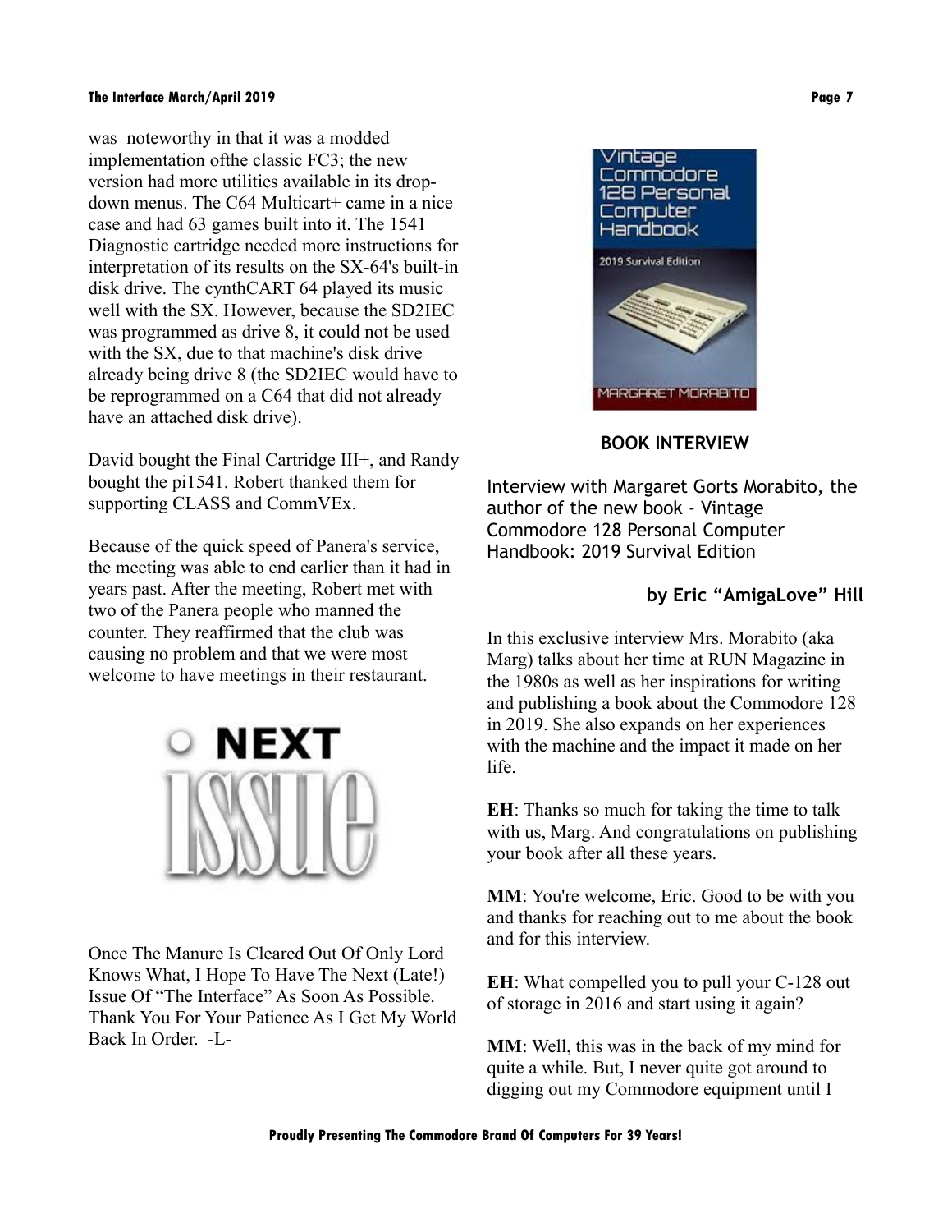was noteworthy in that it was a modded implementation ofthe classic FC3; the new version had more utilities available in its drop-down menus. The C64 Multicart+ came in a nice case and had 63 games built into it. The 1541 Diagnostic cartridge needed more instructions for interpretation of its results on the SX-64's built-in disk drive. The cynthCART 64 played its music well with the SX. However, because the SD2IEC was programmed as drive 8, it could not be used with the SX, due to that machine's disk drive already being drive 8 (the SD2IEC would have to be reprogrammed on a C64 that did not already have an attached disk drive).

David bought the Final Cartridge III+, and Randy bought the pi1541. Robert thanked them for supporting CLASS and CommVEx.

Because of the quick speed of Panera's service, the meeting was able to end earlier than it had in years past. After the meeting, Robert met with two of the Panera people who manned the counter. They reaffirmed that the club was causing no problem and that we were most welcome to have meetings in their restaurant.

NEXT ISSUE

Once The Manure Is Cleared Out Of Only Lord Knows What, I Hope To Have The Next (Late!) Issue Of "The Interface" As Soon As Possible. Thank You For Your Patience As I Get My World Back In Order. -L-

## BOOK INTERVIEW

Interview with Margaret Gorts Morabito, the author of the new book - Vintage Commodore 128 Personal Computer Handbook: 2019 Survival Edition

**by Eric "AmigaLove" Hill**

In this exclusive interview Mrs. Morabito (aka Marg) talks about her time at RUN Magazine in the 1980s as well as her inspirations for writing and publishing a book about the Commodore 128 in 2019. She also expands on her experiences with the machine and the impact it made on her life.

**EH**: Thanks so much for taking the time to talk with us, Marg. And congratulations on publishing your book after all these years.

**MM**: You're welcome, Eric. Good to be with you and thanks for reaching out to me about the book and for this interview.

**EH**: What compelled you to pull your C-128 out of storage in 2016 and start using it again?

**MM**: Well, this was in the back of my mind for quite a while. But, I never quite got around to digging out my Commodore equipment until I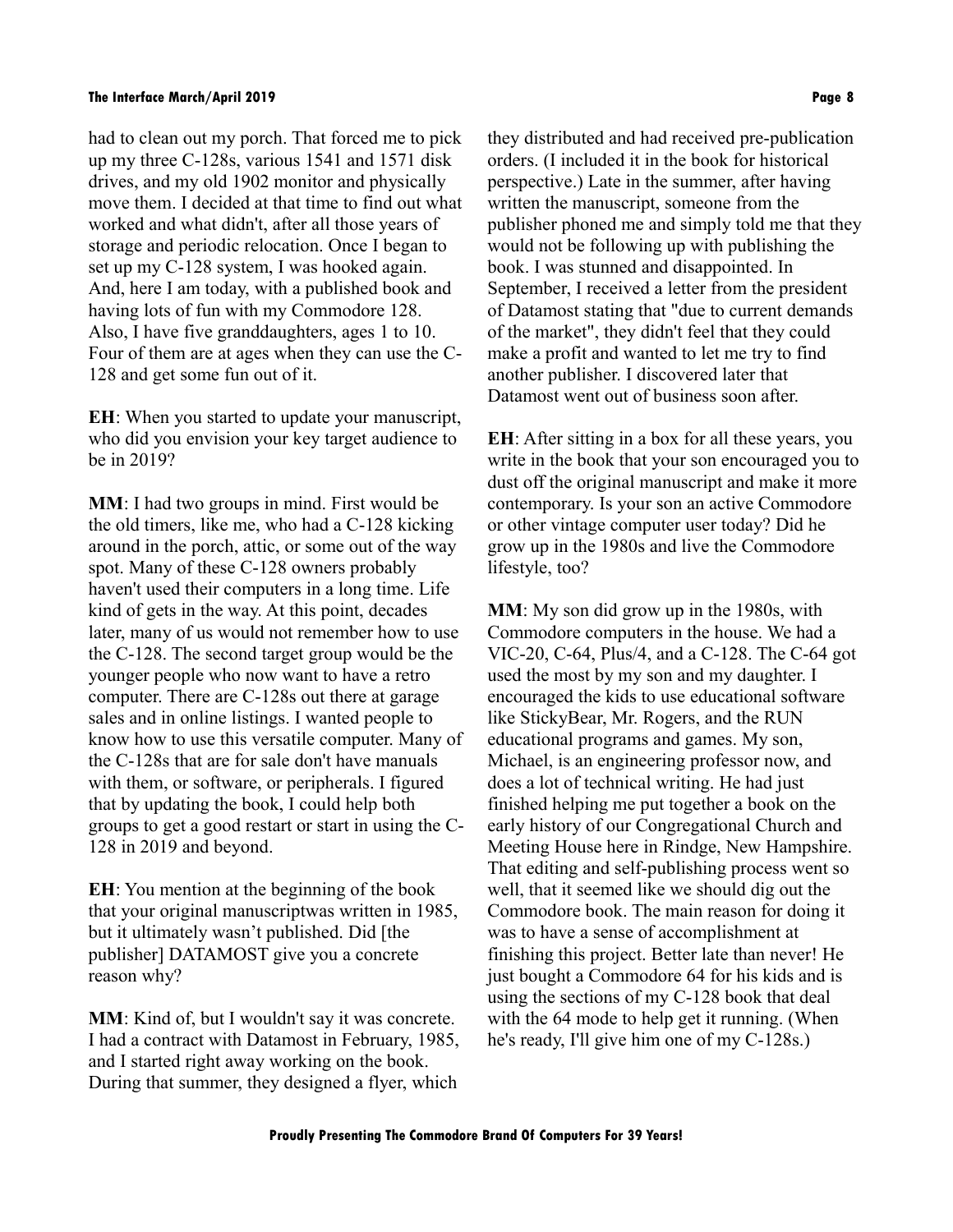had to clean out my porch. That forced me to pick up my three C-128s, various 1541 and 1571 disk drives, and my old 1902 monitor and physically move them. I decided at that time to find out what worked and what didn't, after all those years of storage and periodic relocation. Once I began to set up my C-128 system, I was hooked again. And, here I am today, with a published book and having lots of fun with my Commodore 128. Also, I have five granddaughters, ages 1 to 10. Four of them are at ages when they can use the C-128 and get some fun out of it.

**EH**: When you started to update your manuscript, who did you envision your key target audience to be in 2019?

**MM**: I had two groups in mind. First would be the old timers, like me, who had a C-128 kicking around in the porch, attic, or some out of the way spot. Many of these C-128 owners probably haven't used their computers in a long time. Life kind of gets in the way. At this point, decades later, many of us would not remember how to use the C-128. The second target group would be the younger people who now want to have a retro computer. There are C-128s out there at garage sales and in online listings. I wanted people to know how to use this versatile computer. Many of the C-128s that are for sale don't have manuals with them, or software, or peripherals. I figured that by updating the book, I could help both groups to get a good restart or start in using the C-128 in 2019 and beyond.

**EH**: You mention at the beginning of the book that your original manuscriptwas written in 1985, but it ultimately wasn't published. Did [the publisher] DATAMOST give you a concrete reason why?

**MM**: Kind of, but I wouldn't say it was concrete. I had a contract with Datamost in February, 1985, and I started right away working on the book. During that summer, they designed a flyer, which they distributed and had received pre-publication orders. (I included it in the book for historical perspective.) Late in the summer, after having written the manuscript, someone from the publisher phoned me and simply told me that they would not be following up with publishing the book. I was stunned and disappointed. In September, I received a letter from the president of Datamost stating that "due to current demands of the market", they didn't feel that they could make a profit and wanted to let me try to find another publisher. I discovered later that Datamost went out of business soon after.

**EH**: After sitting in a box for all these years, you write in the book that your son encouraged you to dust off the original manuscript and make it more contemporary. Is your son an active Commodore or other vintage computer user today? Did he grow up in the 1980s and live the Commodore lifestyle, too?

**MM**: My son did grow up in the 1980s, with Commodore computers in the house. We had a VIC-20, C-64, Plus/4, and a C-128. The C-64 got used the most by my son and my daughter. I encouraged the kids to use educational software like StickyBear, Mr. Rogers, and the RUN educational programs and games. My son, Michael, is an engineering professor now, and does a lot of technical writing. He had just finished helping me put together a book on the early history of our Congregational Church and Meeting House here in Rindge, New Hampshire. That editing and self-publishing process went so well, that it seemed like we should dig out the Commodore book. The main reason for doing it was to have a sense of accomplishment at finishing this project. Better late than never! He just bought a Commodore 64 for his kids and is using the sections of my C-128 book that deal with the 64 mode to help get it running. (When he's ready, I'll give him one of my C-128s.)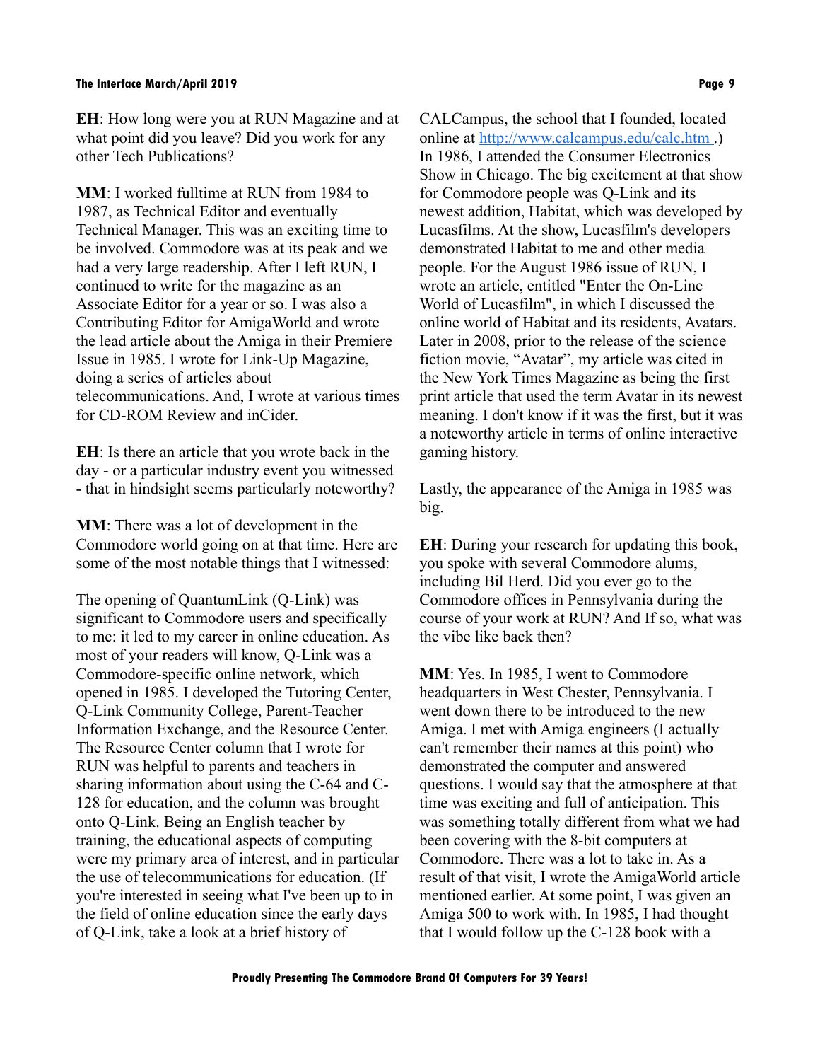**EH**: How long were you at RUN Magazine and at what point did you leave? Did you work for any other Tech Publications?

**MM**: I worked fulltime at RUN from 1984 to 1987, as Technical Editor and eventually Technical Manager. This was an exciting time to be involved. Commodore was at its peak and we had a very large readership. After I left RUN, I continued to write for the magazine as an Associate Editor for a year or so. I was also a Contributing Editor for AmigaWorld and wrote the lead article about the Amiga in their Premiere Issue in 1985. I wrote for Link-Up Magazine, doing a series of articles about telecommunications. And, I wrote at various times for CD-ROM Review and inCider.

**EH**: Is there an article that you wrote back in the day - or a particular industry event you witnessed - that in hindsight seems particularly noteworthy?

**MM**: There was a lot of development in the Commodore world going on at that time. Here are some of the most notable things that I witnessed:

The opening of QuantumLink (Q-Link) was significant to Commodore users and specifically to me: it led to my career in online education. As most of your readers will know, Q-Link was a Commodore-specific online network, which opened in 1985. I developed the Tutoring Center, Q-Link Community College, Parent-Teacher Information Exchange, and the Resource Center. The Resource Center column that I wrote for RUN was helpful to parents and teachers in sharing information about using the C-64 and C-128 for education, and the column was brought onto Q-Link. Being an English teacher by training, the educational aspects of computing were my primary area of interest, and in particular the use of telecommunications for education. (If you're interested in seeing what I've been up to in the field of online education since the early days of Q-Link, take a look at a brief history of CALCampus, the school that I founded, located online at [http://www.calcampus.edu/calc.htm](http://www.calcampus.edu/calc.htm) .)

In 1986, I attended the Consumer Electronics Show in Chicago. The big excitement at that show for Commodore people was Q-Link and its newest addition, Habitat, which was developed by Lucasfilms. At the show, Lucasfilm's developers demonstrated Habitat to me and other media people. For the August 1986 issue of RUN, I wrote an article, entitled "Enter the On-Line World of Lucasfilm", in which I discussed the online world of Habitat and its residents, Avatars. Later in 2008, prior to the release of the science fiction movie, "Avatar", my article was cited in the New York Times Magazine as being the first print article that used the term Avatar in its newest meaning. I don't know if it was the first, but it was a noteworthy article in terms of online interactive gaming history.

Lastly, the appearance of the Amiga in 1985 was big.

**EH**: During your research for updating this book, you spoke with several Commodore alums, including Bil Herd. Did you ever go to the Commodore offices in Pennsylvania during the course of your work at RUN? And If so, what was the vibe like back then?

**MM**: Yes. In 1985, I went to Commodore headquarters in West Chester, Pennsylvania. I went down there to be introduced to the new Amiga. I met with Amiga engineers (I actually can't remember their names at this point) who demonstrated the computer and answered questions. I would say that the atmosphere at that time was exciting and full of anticipation. This was something totally different from what we had been covering with the 8-bit computers at Commodore. There was a lot to take in. As a result of that visit, I wrote the AmigaWorld article mentioned earlier. At some point, I was given an Amiga 500 to work with. In 1985, I had thought that I would follow up the C-128 book with a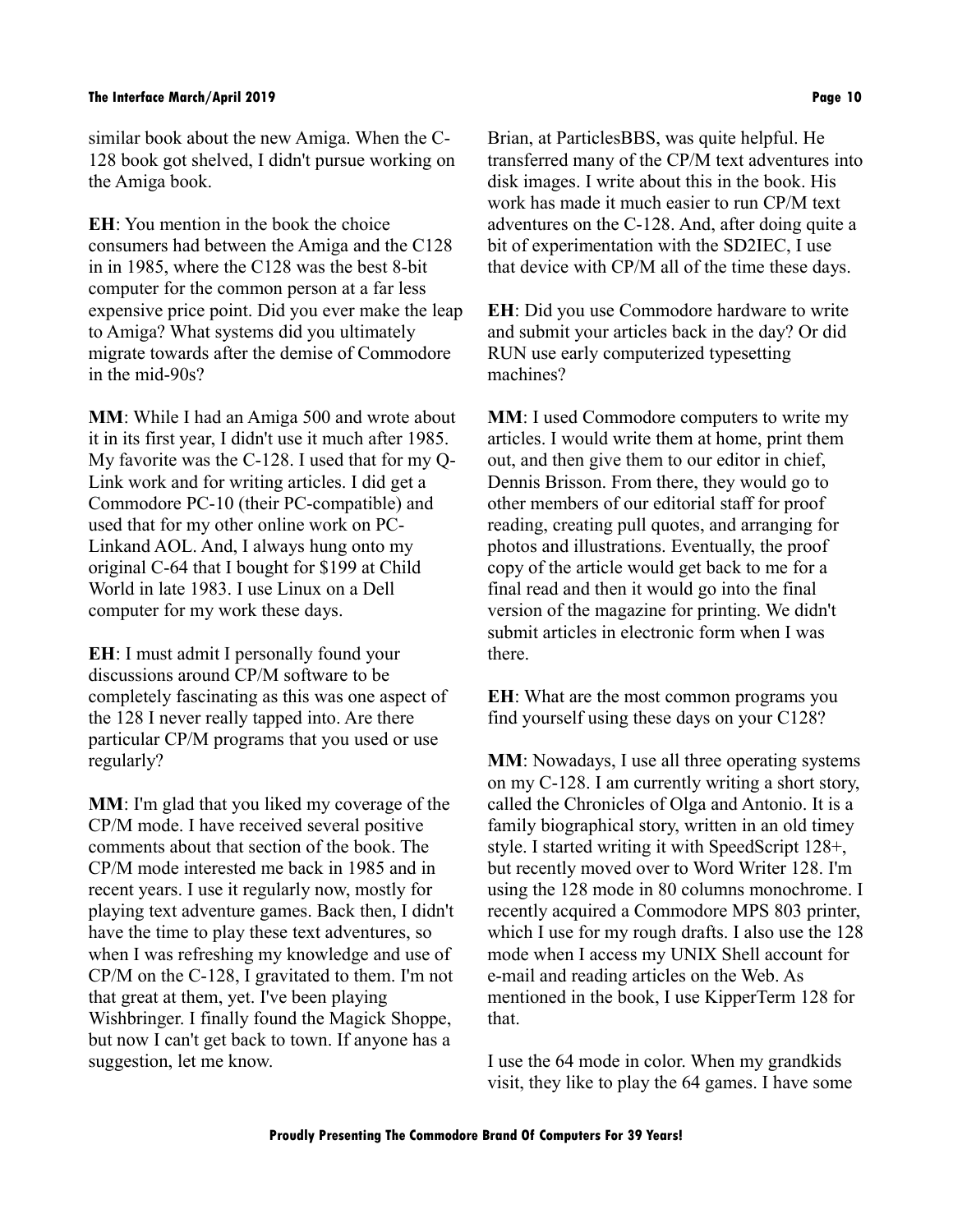similar book about the new Amiga. When the C-128 book got shelved, I didn't pursue working on the Amiga book.

**EH**: You mention in the book the choice consumers had between the Amiga and the C128 in in 1985, where the C128 was the best 8-bit computer for the common person at a far less expensive price point. Did you ever make the leap to Amiga? What systems did you ultimately migrate towards after the demise of Commodore in the mid-90s?

**MM**: While I had an Amiga 500 and wrote about it in its first year, I didn't use it much after 1985. My favorite was the C-128. I used that for my Q-Link work and for writing articles. I did get a Commodore PC-10 (their PC-compatible) and used that for my other online work on PC-Linkand AOL. And, I always hung onto my original C-64 that I bought for $199 at Child World in late 1983. I use Linux on a Dell computer for my work these days.

**EH**: I must admit I personally found your discussions around CP/M software to be completely fascinating as this was one aspect of the 128 I never really tapped into. Are there particular CP/M programs that you used or use regularly?

**MM**: I'm glad that you liked my coverage of the CP/M mode. I have received several positive comments about that section of the book. The CP/M mode interested me back in 1985 and in recent years. I use it regularly now, mostly for playing text adventure games. Back then, I didn't have the time to play these text adventures, so when I was refreshing my knowledge and use of CP/M on the C-128, I gravitated to them. I'm not that great at them, yet. I've been playing Wishbringer. I finally found the Magick Shoppe, but now I can't get back to town. If anyone has a suggestion, let me know.

Brian, at ParticlesBBS, was quite helpful. He transferred many of the CP/M text adventures into disk images. I write about this in the book. His work has made it much easier to run CP/M text adventures on the C-128. And, after doing quite a bit of experimentation with the SD2IEC, I use that device with CP/M all of the time these days.

**EH**: Did you use Commodore hardware to write and submit your articles back in the day? Or did RUN use early computerized typesetting machines?

**MM**: I used Commodore computers to write my articles. I would write them at home, print them out, and then give them to our editor in chief, Dennis Brisson. From there, they would go to other members of our editorial staff for proof reading, creating pull quotes, and arranging for photos and illustrations. Eventually, the proof copy of the article would get back to me for a final read and then it would go into the final version of the magazine for printing. We didn't submit articles in electronic form when I was there.

**EH**: What are the most common programs you find yourself using these days on your C128?

**MM**: Nowadays, I use all three operating systems on my C-128. I am currently writing a short story, called the Chronicles of Olga and Antonio. It is a family biographical story, written in an old timey style. I started writing it with SpeedScript 128+, but recently moved over to Word Writer 128. I'm using the 128 mode in 80 columns monochrome. I recently acquired a Commodore MPS 803 printer, which I use for my rough drafts. I also use the 128 mode when I access my UNIX Shell account for e-mail and reading articles on the Web. As mentioned in the book, I use KipperTerm 128 for that.

I use the 64 mode in color. When my grandkids visit, they like to play the 64 games. I have some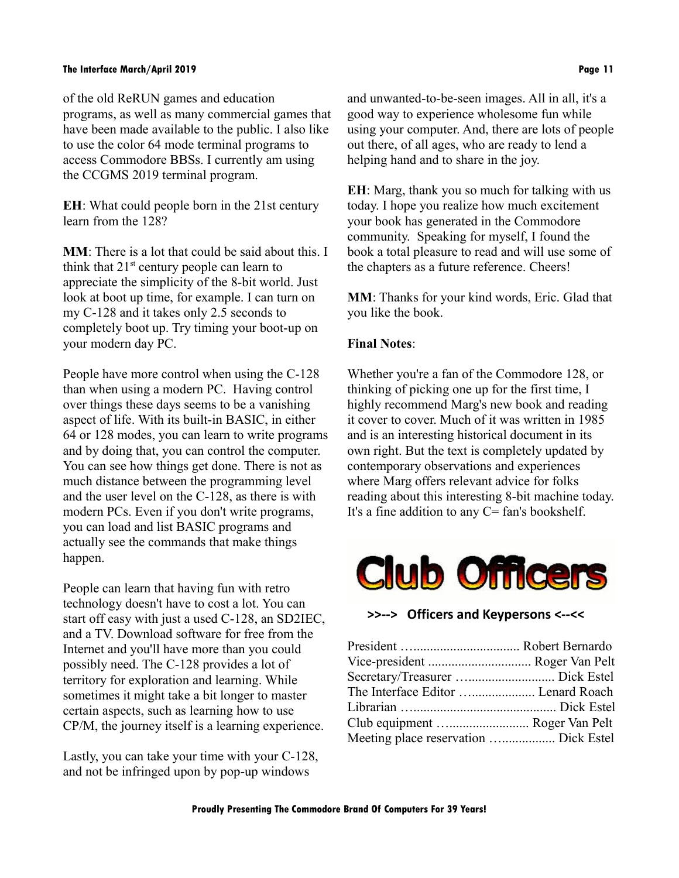of the old ReRUN games and education programs, as well as many commercial games that have been made available to the public. I also like to use the color 64 mode terminal programs to access Commodore BBSs. I currently am using the CCGMS 2019 terminal program.

**EH**: What could people born in the 21st century learn from the 128?

**MM**: There is a lot that could be said about this. I think that $21^{st}$ century people can learn to appreciate the simplicity of the 8-bit world. Just look at boot up time, for example. I can turn on my C-128 and it takes only 2.5 seconds to completely boot up. Try timing your boot-up on your modern day PC.

People have more control when using the C-128 than when using a modern PC. Having control over things these days seems to be a vanishing aspect of life. With its built-in BASIC, in either 64 or 128 modes, you can learn to write programs and by doing that, you can control the computer. You can see how things get done. There is not as much distance between the programming level and the user level on the C-128, as there is with modern PCs. Even if you don't write programs, you can load and list BASIC programs and actually see the commands that make things happen.

People can learn that having fun with retro technology doesn't have to cost a lot. You can start off easy with just a used C-128, an SD2IEC, and a TV. Download software for free from the Internet and you'll have more than you could possibly need. The C-128 provides a lot of territory for exploration and learning. While sometimes it might take a bit longer to master certain aspects, such as learning how to use CP/M, the journey itself is a learning experience.

Lastly, you can take your time with your C-128, and not be infringed upon by pop-up windows and unwanted-to-be-seen images. All in all, it's a good way to experience wholesome fun while using your computer. And, there are lots of people out there, of all ages, who are ready to lend a helping hand and to share in the joy.

**EH**: Marg, thank you so much for talking with us today. I hope you realize how much excitement your book has generated in the Commodore community. Speaking for myself, I found the book a total pleasure to read and will use some of the chapters as a future reference. Cheers!

**MM**: Thanks for your kind words, Eric. Glad that you like the book.

**Final Notes**:

Whether you're a fan of the Commodore 128, or thinking of picking one up for the first time, I highly recommend Marg's new book and reading it cover to cover. Much of it was written in 1985 and is an interesting historical document in its own right. But the text is completely updated by contemporary observations and experiences where Marg offers relevant advice for folks reading about this interesting 8-bit machine today. It's a fine addition to any C= fan's bookshelf.

# Club Officers

**>>--> Officers and Keypersons <--<<**

President …................................ Robert Bernardo
Vice-president ............................... Roger Van Pelt
Secretary/Treasurer …......................... Dick Estel
The Interface Editor ….................... Lenard Roach
Librarian …........................................... Dick Estel
Club equipment …........................ Roger Van Pelt
Meeting place reservation ….............. Dick Estel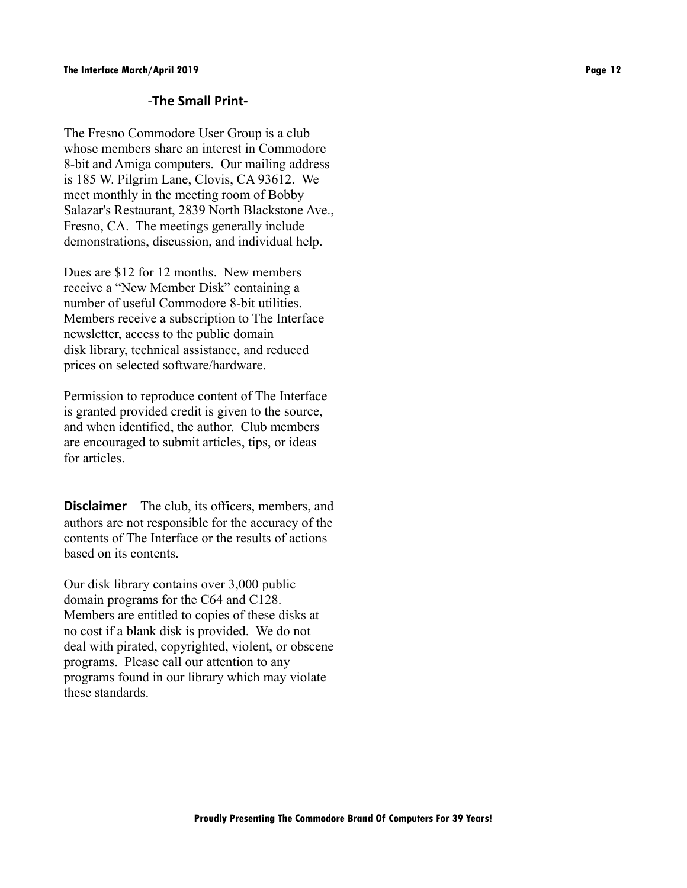## -The Small Print-

The Fresno Commodore User Group is a club whose members share an interest in Commodore 8-bit and Amiga computers. Our mailing address is 185 W. Pilgrim Lane, Clovis, CA 93612. We meet monthly in the meeting room of Bobby Salazar's Restaurant, 2839 North Blackstone Ave., Fresno, CA. The meetings generally include demonstrations, discussion, and individual help.

Dues are $12 for 12 months. New members receive a "New Member Disk" containing a number of useful Commodore 8-bit utilities. Members receive a subscription to The Interface newsletter, access to the public domain disk library, technical assistance, and reduced prices on selected software/hardware.

Permission to reproduce content of The Interface is granted provided credit is given to the source, and when identified, the author. Club members are encouraged to submit articles, tips, or ideas for articles.

**Disclaimer** – The club, its officers, members, and authors are not responsible for the accuracy of the contents of The Interface or the results of actions based on its contents.

Our disk library contains over 3,000 public domain programs for the C64 and C128. Members are entitled to copies of these disks at no cost if a blank disk is provided. We do not deal with pirated, copyrighted, violent, or obscene programs. Please call our attention to any programs found in our library which may violate these standards.